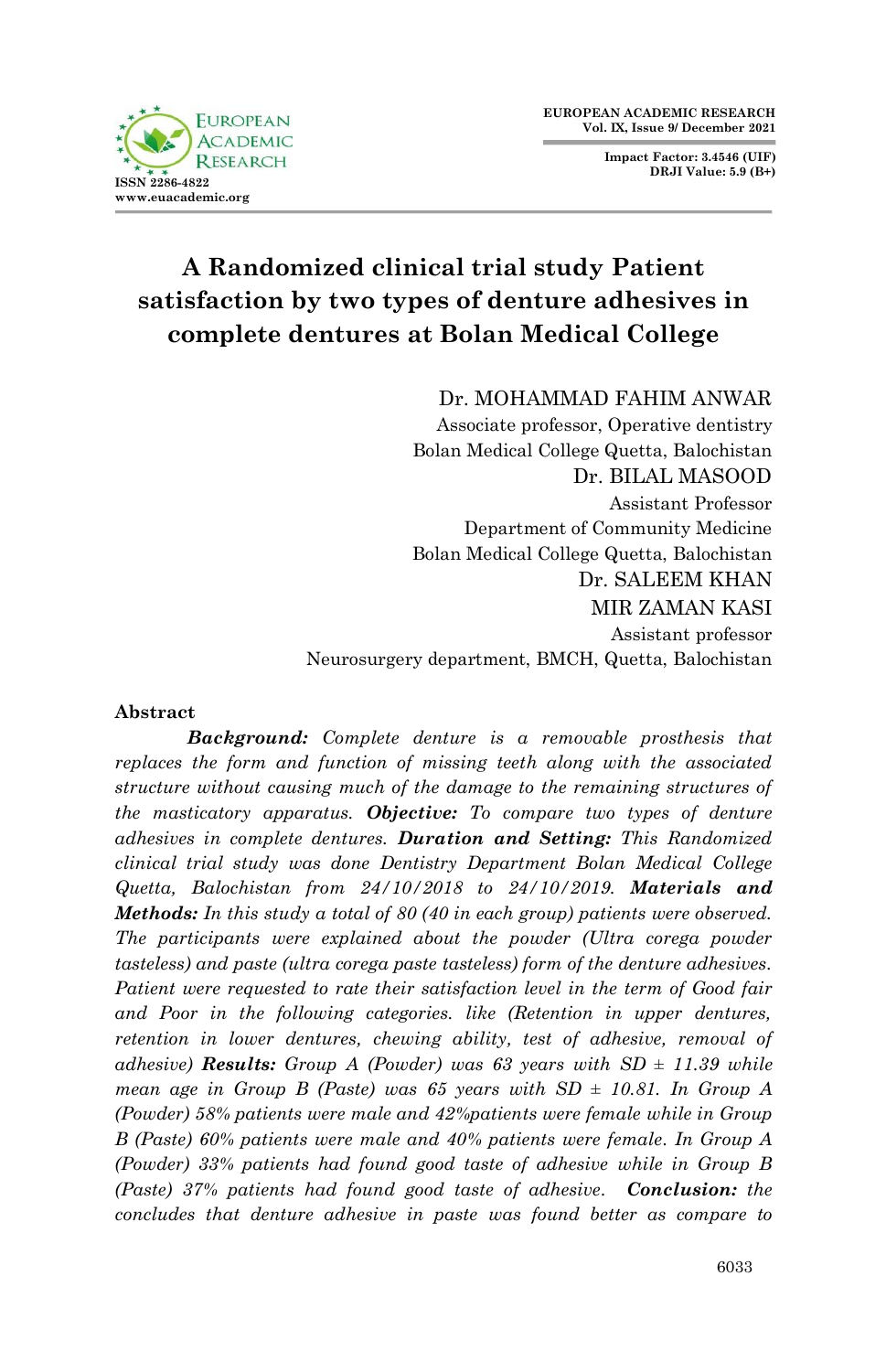# A Randomized clinical trial study Patient satisfaction by two types of denture adhesives in complete dentures at Bolan Medical College

Dr. MOHAMMAD FAHIM ANWAR
Associate professor, Operative dentistry
Bolan Medical College Quetta, Balochistan

Dr. BILAL MASOOD
Assistant Professor
Department of Community Medicine
Bolan Medical College Quetta, Balochistan

Dr. SALEEM KHAN

MIR ZAMAN KASI
Assistant professor
Neurosurgery department, BMCH, Quetta, Balochistan

## Abstract

***Background:*** *Complete denture is a removable prosthesis that replaces the form and function of missing teeth along with the associated structure without causing much of the damage to the remaining structures of the masticatory apparatus.* ***Objective:*** *To compare two types of denture adhesives in complete dentures.* ***Duration and Setting:*** *This Randomized clinical trial study was done Dentistry Department Bolan Medical College Quetta, Balochistan from 24/10/2018 to 24/10/2019.* ***Materials and Methods:*** *In this study a total of 80 (40 in each group) patients were observed. The participants were explained about the powder (Ultra corega powder tasteless) and paste (ultra corega paste tasteless) form of the denture adhesives. Patient were requested to rate their satisfaction level in the term of Good fair and Poor in the following categories. like (Retention in upper dentures, retention in lower dentures, chewing ability, test of adhesive, removal of adhesive)* ***Results:*** *Group A (Powder) was 63 years with SD ± 11.39 while mean age in Group B (Paste) was 65 years with SD ± 10.81. In Group A (Powder) 58% patients were male and 42%patients were female while in Group B (Paste) 60% patients were male and 40% patients were female. In Group A (Powder) 33% patients had found good taste of adhesive while in Group B (Paste) 37% patients had found good taste of adhesive.* ***Conclusion:*** *the concludes that denture adhesive in paste was found better as compare to*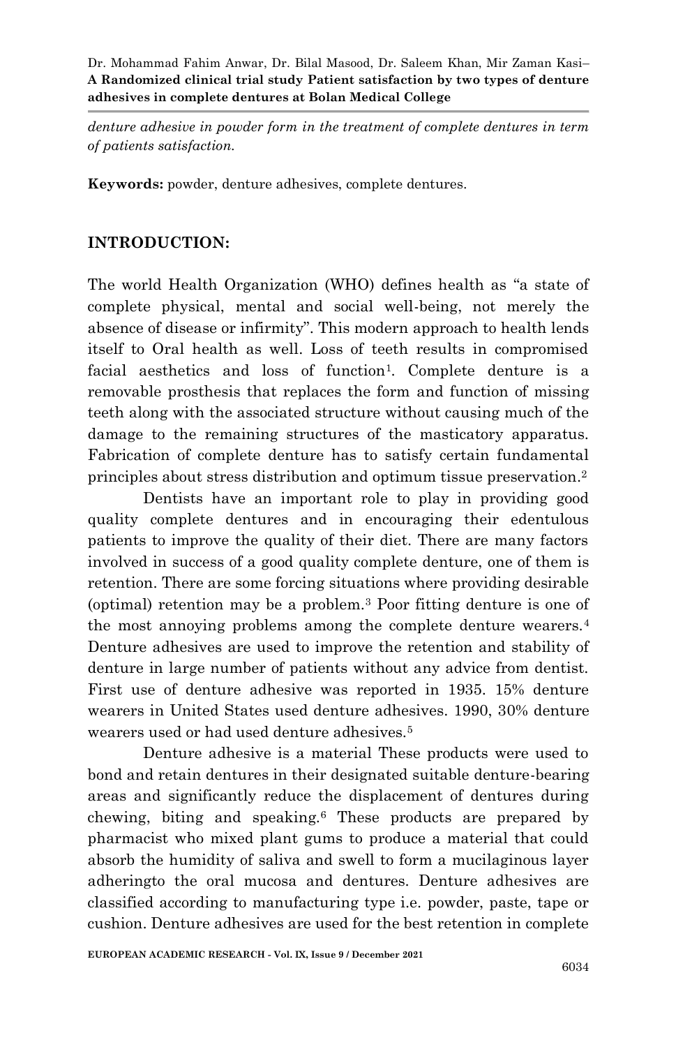*denture adhesive in powder form in the treatment of complete dentures in term of patients satisfaction.*

**Keywords:** powder, denture adhesives, complete dentures.

## INTRODUCTION:

The world Health Organization (WHO) defines health as "a state of complete physical, mental and social well-being, not merely the absence of disease or infirmity". This modern approach to health lends itself to Oral health as well. Loss of teeth results in compromised facial aesthetics and loss of function[1]. Complete denture is a removable prosthesis that replaces the form and function of missing teeth along with the associated structure without causing much of the damage to the remaining structures of the masticatory apparatus. Fabrication of complete denture has to satisfy certain fundamental principles about stress distribution and optimum tissue preservation.[2]

Dentists have an important role to play in providing good quality complete dentures and in encouraging their edentulous patients to improve the quality of their diet. There are many factors involved in success of a good quality complete denture, one of them is retention. There are some forcing situations where providing desirable (optimal) retention may be a problem.[3] Poor fitting denture is one of the most annoying problems among the complete denture wearers.[4] Denture adhesives are used to improve the retention and stability of denture in large number of patients without any advice from dentist. First use of denture adhesive was reported in 1935. 15% denture wearers in United States used denture adhesives. 1990, 30% denture wearers used or had used denture adhesives.[5]

Denture adhesive is a material These products were used to bond and retain dentures in their designated suitable denture-bearing areas and significantly reduce the displacement of dentures during chewing, biting and speaking.[6] These products are prepared by pharmacist who mixed plant gums to produce a material that could absorb the humidity of saliva and swell to form a mucilaginous layer adheringto the oral mucosa and dentures. Denture adhesives are classified according to manufacturing type i.e. powder, paste, tape or cushion. Denture adhesives are used for the best retention in complete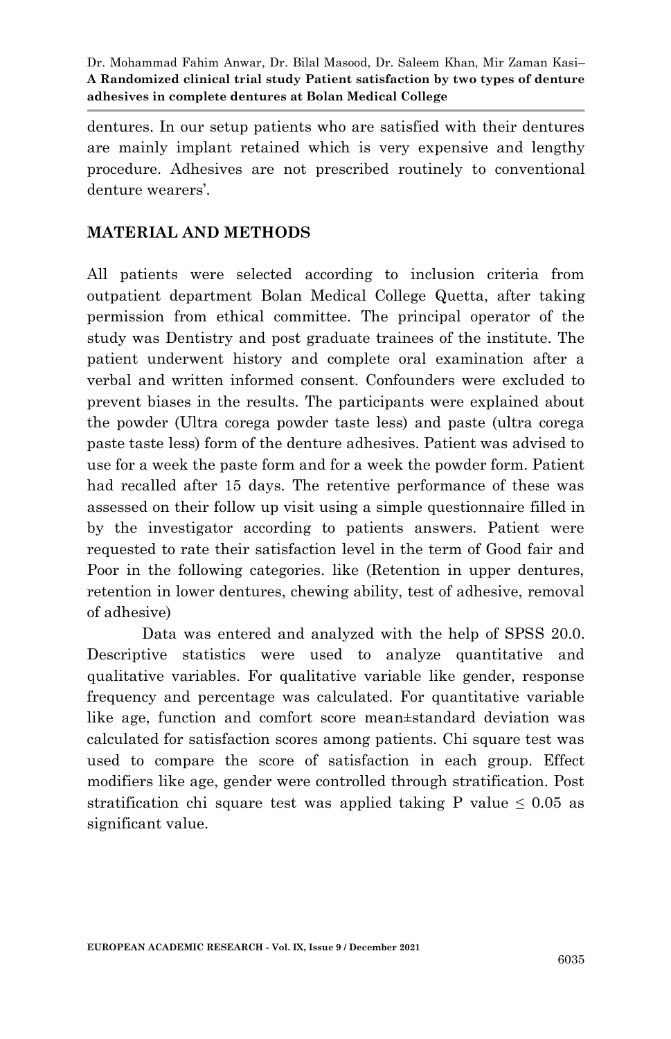dentures. In our setup patients who are satisfied with their dentures are mainly implant retained which is very expensive and lengthy procedure. Adhesives are not prescribed routinely to conventional denture wearers'.

## MATERIAL AND METHODS

All patients were selected according to inclusion criteria from outpatient department Bolan Medical College Quetta, after taking permission from ethical committee. The principal operator of the study was Dentistry and post graduate trainees of the institute. The patient underwent history and complete oral examination after a verbal and written informed consent. Confounders were excluded to prevent biases in the results. The participants were explained about the powder (Ultra corega powder taste less) and paste (ultra corega paste taste less) form of the denture adhesives. Patient was advised to use for a week the paste form and for a week the powder form. Patient had recalled after 15 days. The retentive performance of these was assessed on their follow up visit using a simple questionnaire filled in by the investigator according to patients answers. Patient were requested to rate their satisfaction level in the term of Good fair and Poor in the following categories. like (Retention in upper dentures, retention in lower dentures, chewing ability, test of adhesive, removal of adhesive)

Data was entered and analyzed with the help of SPSS 20.0. Descriptive statistics were used to analyze quantitative and qualitative variables. For qualitative variable like gender, response frequency and percentage was calculated. For quantitative variable like age, function and comfort score mean±standard deviation was calculated for satisfaction scores among patients. Chi square test was used to compare the score of satisfaction in each group. Effect modifiers like age, gender were controlled through stratification. Post stratification chi square test was applied taking P value $\leq$ 0.05 as significant value.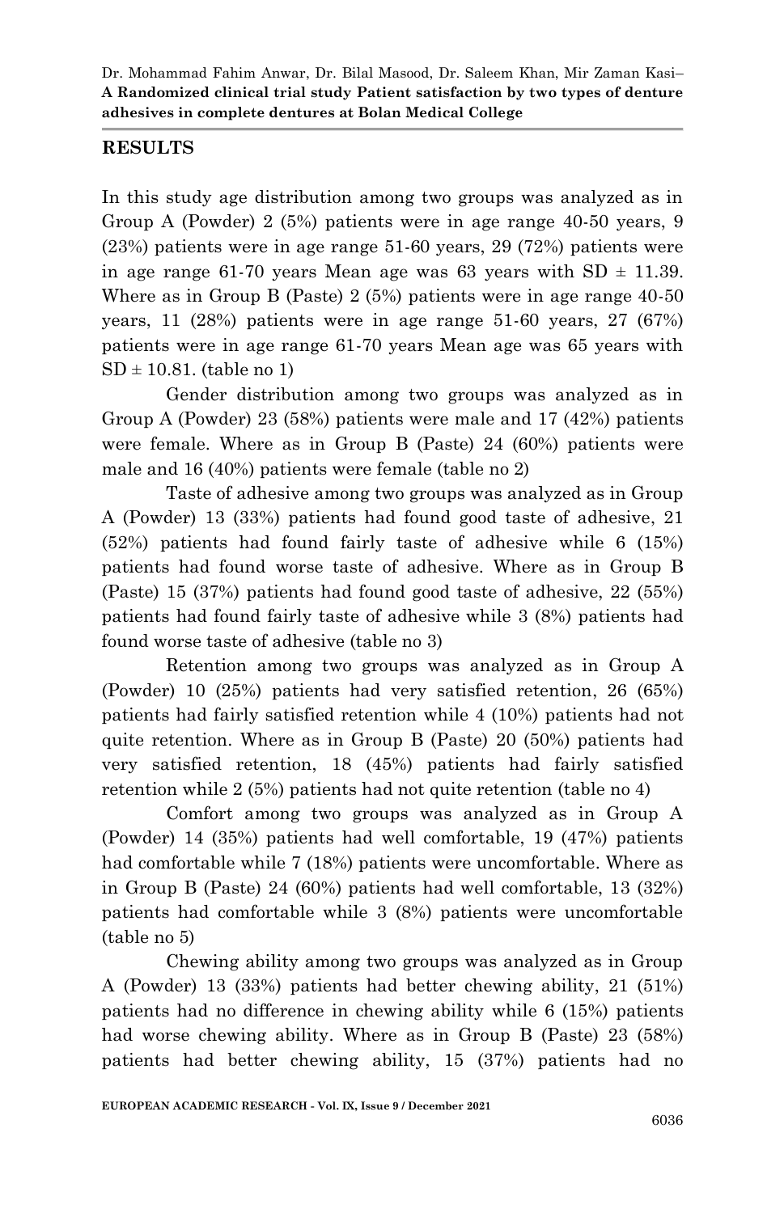## RESULTS

In this study age distribution among two groups was analyzed as in Group A (Powder) 2 (5%) patients were in age range 40-50 years, 9 (23%) patients were in age range 51-60 years, 29 (72%) patients were in age range 61-70 years Mean age was 63 years with SD ± 11.39. Where as in Group B (Paste) 2 (5%) patients were in age range 40-50 years, 11 (28%) patients were in age range 51-60 years, 27 (67%) patients were in age range 61-70 years Mean age was 65 years with SD ± 10.81. (table no 1)

Gender distribution among two groups was analyzed as in Group A (Powder) 23 (58%) patients were male and 17 (42%) patients were female. Where as in Group B (Paste) 24 (60%) patients were male and 16 (40%) patients were female (table no 2)

Taste of adhesive among two groups was analyzed as in Group A (Powder) 13 (33%) patients had found good taste of adhesive, 21 (52%) patients had found fairly taste of adhesive while 6 (15%) patients had found worse taste of adhesive. Where as in Group B (Paste) 15 (37%) patients had found good taste of adhesive, 22 (55%) patients had found fairly taste of adhesive while 3 (8%) patients had found worse taste of adhesive (table no 3)

Retention among two groups was analyzed as in Group A (Powder) 10 (25%) patients had very satisfied retention, 26 (65%) patients had fairly satisfied retention while 4 (10%) patients had not quite retention. Where as in Group B (Paste) 20 (50%) patients had very satisfied retention, 18 (45%) patients had fairly satisfied retention while 2 (5%) patients had not quite retention (table no 4)

Comfort among two groups was analyzed as in Group A (Powder) 14 (35%) patients had well comfortable, 19 (47%) patients had comfortable while 7 (18%) patients were uncomfortable. Where as in Group B (Paste) 24 (60%) patients had well comfortable, 13 (32%) patients had comfortable while 3 (8%) patients were uncomfortable (table no 5)

Chewing ability among two groups was analyzed as in Group A (Powder) 13 (33%) patients had better chewing ability, 21 (51%) patients had no difference in chewing ability while 6 (15%) patients had worse chewing ability. Where as in Group B (Paste) 23 (58%) patients had better chewing ability, 15 (37%) patients had no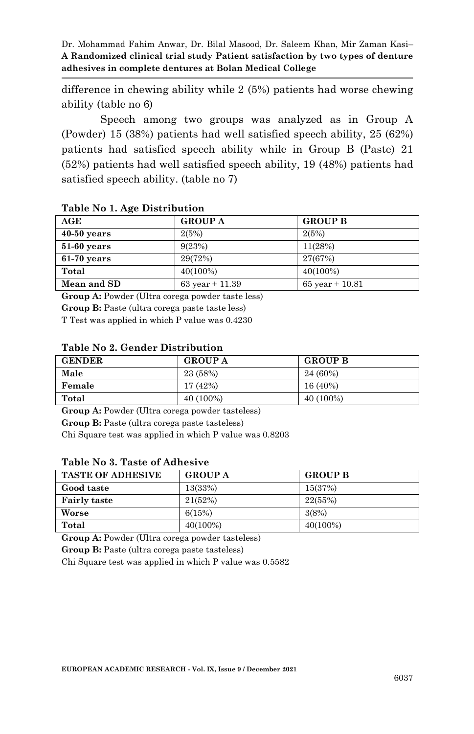difference in chewing ability while 2 (5%) patients had worse chewing ability (table no 6)

Speech among two groups was analyzed as in Group A (Powder) 15 (38%) patients had well satisfied speech ability, 25 (62%) patients had satisfied speech ability while in Group B (Paste) 21 (52%) patients had well satisfied speech ability, 19 (48%) patients had satisfied speech ability. (table no 7)

**Table No 1. Age Distribution**

| AGE | GROUP A | GROUP B |
|---|---|---|
| 40-50 years | 2(5%) | 2(5%) |
| 51-60 years | 9(23%) | 11(28%) |
| 61-70 years | 29(72%) | 27(67%) |
| Total | 40(100%) | 40(100%) |
| Mean and SD | 63 year ± 11.39 | 65 year ± 10.81 |

**Group A:** Powder (Ultra corega powder taste less)

**Group B:** Paste (ultra corega paste taste less)

T Test was applied in which P value was 0.4230

**Table No 2. Gender Distribution**

| GENDER | GROUP A | GROUP B |
|---|---|---|
| Male | 23 (58%) | 24 (60%) |
| Female | 17 (42%) | 16 (40%) |
| Total | 40 (100%) | 40 (100%) |

**Group A:** Powder (Ultra corega powder tasteless)

**Group B:** Paste (ultra corega paste tasteless)

Chi Square test was applied in which P value was 0.8203

**Table No 3. Taste of Adhesive**

| TASTE OF ADHESIVE | GROUP A | GROUP B |
|---|---|---|
| Good taste | 13(33%) | 15(37%) |
| Fairly taste | 21(52%) | 22(55%) |
| Worse | 6(15%) | 3(8%) |
| Total | 40(100%) | 40(100%) |

**Group A:** Powder (Ultra corega powder tasteless)

**Group B:** Paste (ultra corega paste tasteless)

Chi Square test was applied in which P value was 0.5582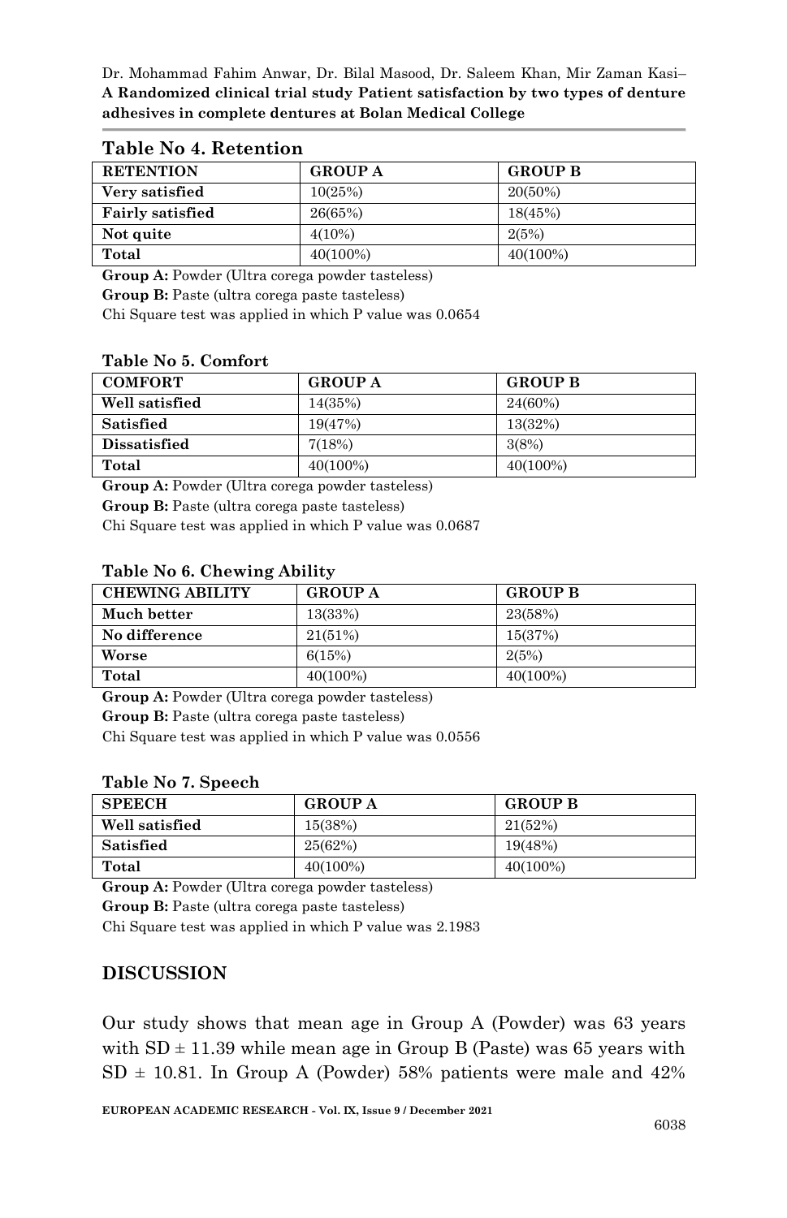### Table No 4. Retention

| RETENTION | GROUP A | GROUP B |
|---|---|---|
| **Very satisfied** | 10(25%) | 20(50%) |
| **Fairly satisfied** | 26(65%) | 18(45%) |
| **Not quite** | 4(10%) | 2(5%) |
| **Total** | 40(100%) | 40(100%) |

**Group A:** Powder (Ultra corega powder tasteless)

**Group B:** Paste (ultra corega paste tasteless)

Chi Square test was applied in which P value was 0.0654

### Table No 5. Comfort

| COMFORT | GROUP A | GROUP B |
|---|---|---|
| **Well satisfied** | 14(35%) | 24(60%) |
| **Satisfied** | 19(47%) | 13(32%) |
| **Dissatisfied** | 7(18%) | 3(8%) |
| **Total** | 40(100%) | 40(100%) |

**Group A:** Powder (Ultra corega powder tasteless)

**Group B:** Paste (ultra corega paste tasteless)

Chi Square test was applied in which P value was 0.0687

### Table No 6. Chewing Ability

| CHEWING ABILITY | GROUP A | GROUP B |
|---|---|---|
| **Much better** | 13(33%) | 23(58%) |
| **No difference** | 21(51%) | 15(37%) |
| **Worse** | 6(15%) | 2(5%) |
| **Total** | 40(100%) | 40(100%) |

**Group A:** Powder (Ultra corega powder tasteless)

**Group B:** Paste (ultra corega paste tasteless)

Chi Square test was applied in which P value was 0.0556

### Table No 7. Speech

| SPEECH | GROUP A | GROUP B |
|---|---|---|
| **Well satisfied** | 15(38%) | 21(52%) |
| **Satisfied** | 25(62%) | 19(48%) |
| **Total** | 40(100%) | 40(100%) |

**Group A:** Powder (Ultra corega powder tasteless)

**Group B:** Paste (ultra corega paste tasteless)

Chi Square test was applied in which P value was 2.1983

## DISCUSSION

Our study shows that mean age in Group A (Powder) was 63 years with SD ± 11.39 while mean age in Group B (Paste) was 65 years with SD ± 10.81. In Group A (Powder) 58% patients were male and 42%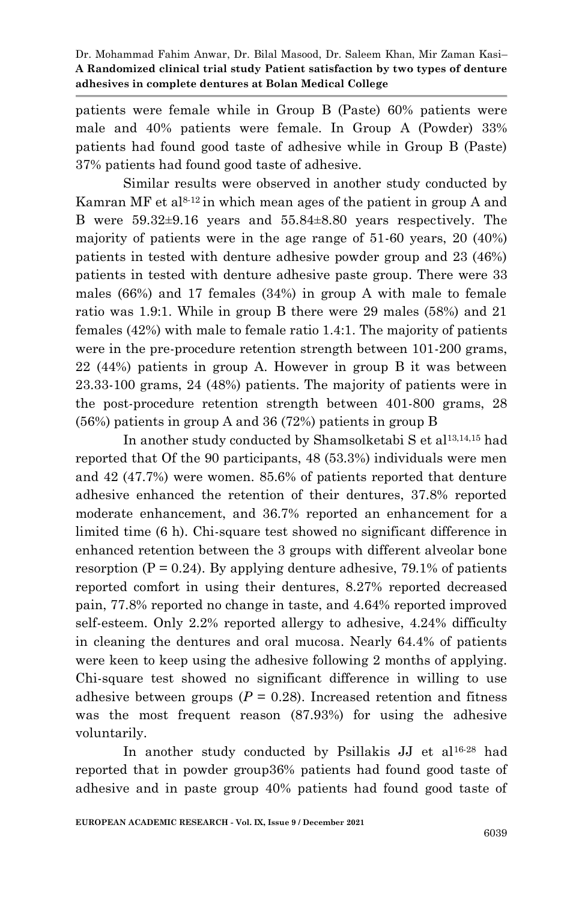patients were female while in Group B (Paste) 60% patients were male and 40% patients were female. In Group A (Powder) 33% patients had found good taste of adhesive while in Group B (Paste) 37% patients had found good taste of adhesive.

Similar results were observed in another study conducted by Kamran MF et al[8-12] in which mean ages of the patient in group A and B were 59.32±9.16 years and 55.84±8.80 years respectively. The majority of patients were in the age range of 51-60 years, 20 (40%) patients in tested with denture adhesive powder group and 23 (46%) patients in tested with denture adhesive paste group. There were 33 males (66%) and 17 females (34%) in group A with male to female ratio was 1.9:1. While in group B there were 29 males (58%) and 21 females (42%) with male to female ratio 1.4:1. The majority of patients were in the pre-procedure retention strength between 101-200 grams, 22 (44%) patients in group A. However in group B it was between 23.33-100 grams, 24 (48%) patients. The majority of patients were in the post-procedure retention strength between 401-800 grams, 28 (56%) patients in group A and 36 (72%) patients in group B

In another study conducted by Shamsolketabi S et al[13,14,15] had reported that Of the 90 participants, 48 (53.3%) individuals were men and 42 (47.7%) were women. 85.6% of patients reported that denture adhesive enhanced the retention of their dentures, 37.8% reported moderate enhancement, and 36.7% reported an enhancement for a limited time (6 h). Chi-square test showed no significant difference in enhanced retention between the 3 groups with different alveolar bone resorption (P = 0.24). By applying denture adhesive, 79.1% of patients reported comfort in using their dentures, 8.27% reported decreased pain, 77.8% reported no change in taste, and 4.64% reported improved self-esteem. Only 2.2% reported allergy to adhesive, 4.24% difficulty in cleaning the dentures and oral mucosa. Nearly 64.4% of patients were keen to keep using the adhesive following 2 months of applying. Chi-square test showed no significant difference in willing to use adhesive between groups ($P$ = 0.28). Increased retention and fitness was the most frequent reason (87.93%) for using the adhesive voluntarily.

In another study conducted by Psillakis JJ et al[16-28] had reported that in powder group36% patients had found good taste of adhesive and in paste group 40% patients had found good taste of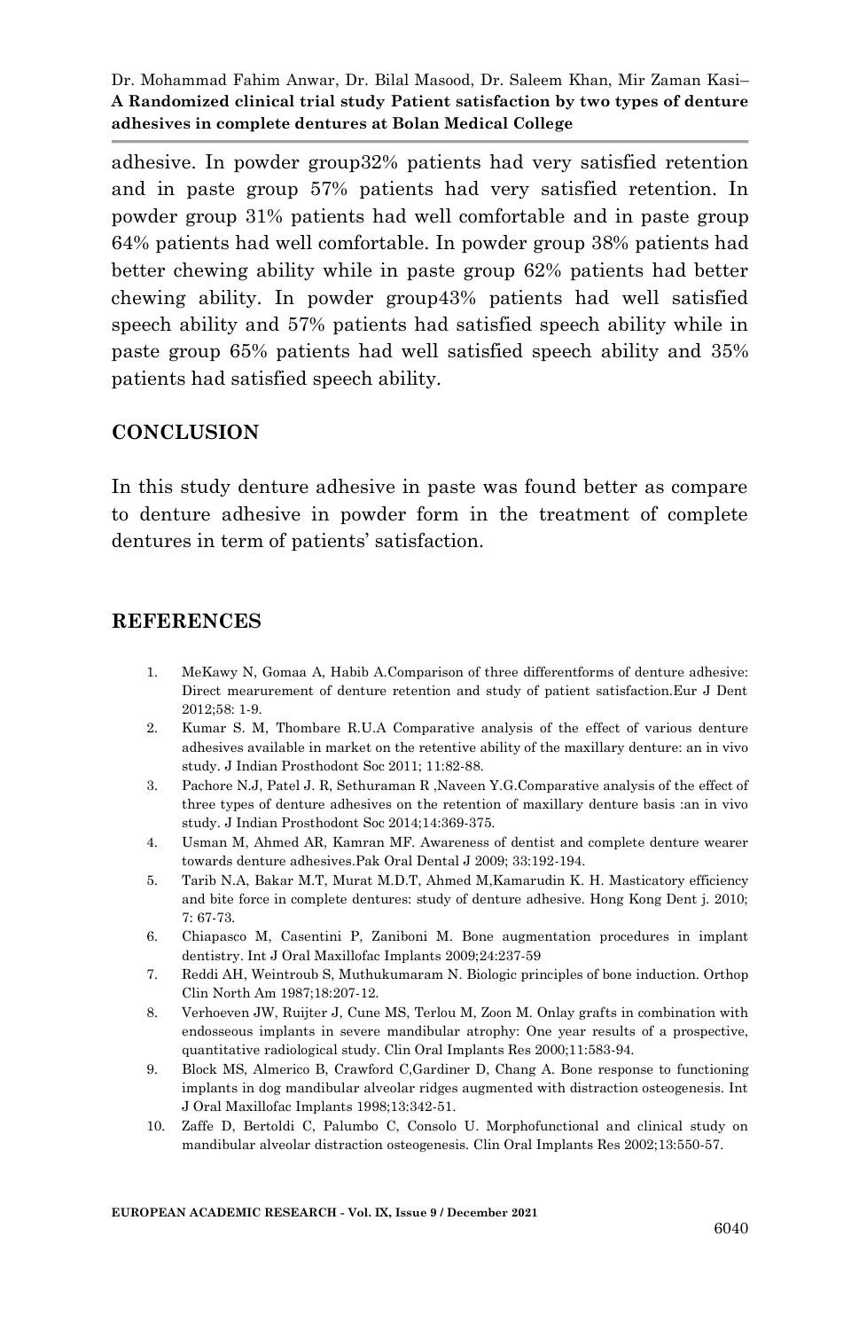adhesive. In powder group32% patients had very satisfied retention and in paste group 57% patients had very satisfied retention. In powder group 31% patients had well comfortable and in paste group 64% patients had well comfortable. In powder group 38% patients had better chewing ability while in paste group 62% patients had better chewing ability. In powder group43% patients had well satisfied speech ability and 57% patients had satisfied speech ability while in paste group 65% patients had well satisfied speech ability and 35% patients had satisfied speech ability.

## CONCLUSION

In this study denture adhesive in paste was found better as compare to denture adhesive in powder form in the treatment of complete dentures in term of patients' satisfaction.

## REFERENCES

1. MeKawy N, Gomaa A, Habib A.Comparison of three differentforms of denture adhesive: Direct mearurement of denture retention and study of patient satisfaction.Eur J Dent 2012;58: 1-9.
2. Kumar S. M, Thombare R.U.A Comparative analysis of the effect of various denture adhesives available in market on the retentive ability of the maxillary denture: an in vivo study. J Indian Prosthodont Soc 2011; 11:82-88.
3. Pachore N.J, Patel J. R, Sethuraman R ,Naveen Y.G.Comparative analysis of the effect of three types of denture adhesives on the retention of maxillary denture basis :an in vivo study. J Indian Prosthodont Soc 2014;14:369-375.
4. Usman M, Ahmed AR, Kamran MF. Awareness of dentist and complete denture wearer towards denture adhesives.Pak Oral Dental J 2009; 33:192-194.
5. Tarib N.A, Bakar M.T, Murat M.D.T, Ahmed M,Kamarudin K. H. Masticatory efficiency and bite force in complete dentures: study of denture adhesive. Hong Kong Dent j. 2010; 7: 67-73.
6. Chiapasco M, Casentini P, Zaniboni M. Bone augmentation procedures in implant dentistry. Int J Oral Maxillofac Implants 2009;24:237-59
7. Reddi AH, Weintroub S, Muthukumaram N. Biologic principles of bone induction. Orthop Clin North Am 1987;18:207-12.
8. Verhoeven JW, Ruijter J, Cune MS, Terlou M, Zoon M. Onlay grafts in combination with endosseous implants in severe mandibular atrophy: One year results of a prospective, quantitative radiological study. Clin Oral Implants Res 2000;11:583-94.
9. Block MS, Almerico B, Crawford C,Gardiner D, Chang A. Bone response to functioning implants in dog mandibular alveolar ridges augmented with distraction osteogenesis. Int J Oral Maxillofac Implants 1998;13:342-51.
10. Zaffe D, Bertoldi C, Palumbo C, Consolo U. Morphofunctional and clinical study on mandibular alveolar distraction osteogenesis. Clin Oral Implants Res 2002;13:550-57.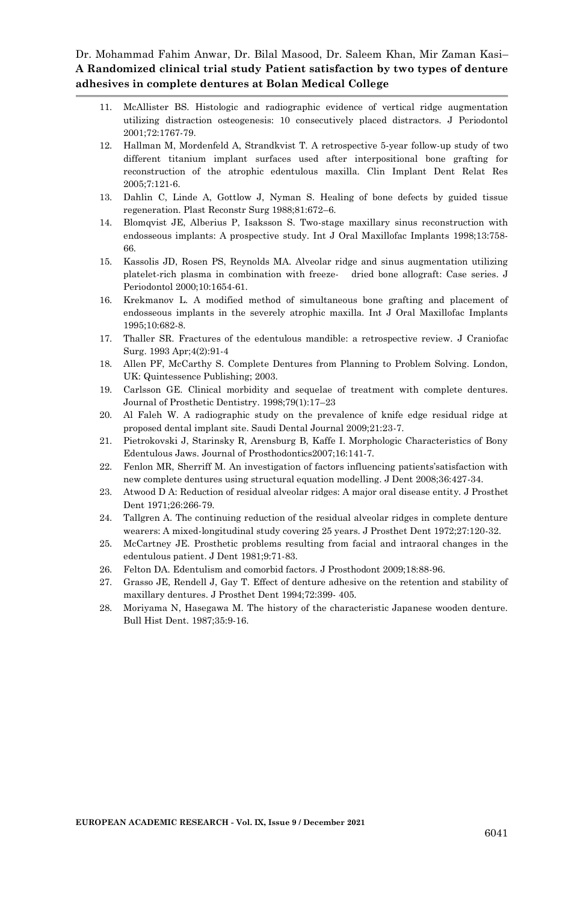11. McAllister BS. Histologic and radiographic evidence of vertical ridge augmentation utilizing distraction osteogenesis: 10 consecutively placed distractors. J Periodontol 2001;72:1767-79.
12. Hallman M, Mordenfeld A, Strandkvist T. A retrospective 5-year follow-up study of two different titanium implant surfaces used after interpositional bone grafting for reconstruction of the atrophic edentulous maxilla. Clin Implant Dent Relat Res 2005;7:121-6.
13. Dahlin C, Linde A, Gottlow J, Nyman S. Healing of bone defects by guided tissue regeneration. Plast Reconstr Surg 1988;81:672–6.
14. Blomqvist JE, Alberius P, Isaksson S. Two-stage maxillary sinus reconstruction with endosseous implants: A prospective study. Int J Oral Maxillofac Implants 1998;13:758-66.
15. Kassolis JD, Rosen PS, Reynolds MA. Alveolar ridge and sinus augmentation utilizing platelet-rich plasma in combination with freeze- dried bone allograft: Case series. J Periodontol 2000;10:1654-61.
16. Krekmanov L. A modified method of simultaneous bone grafting and placement of endosseous implants in the severely atrophic maxilla. Int J Oral Maxillofac Implants 1995;10:682-8.
17. Thaller SR. Fractures of the edentulous mandible: a retrospective review. J Craniofac Surg. 1993 Apr;4(2):91-4
18. Allen PF, McCarthy S. Complete Dentures from Planning to Problem Solving. London, UK: Quintessence Publishing; 2003.
19. Carlsson GE. Clinical morbidity and sequelae of treatment with complete dentures. Journal of Prosthetic Dentistry. 1998;79(1):17–23
20. Al Faleh W. A radiographic study on the prevalence of knife edge residual ridge at proposed dental implant site. Saudi Dental Journal 2009;21:23-7.
21. Pietrokovski J, Starinsky R, Arensburg B, Kaffe I. Morphologic Characteristics of Bony Edentulous Jaws. Journal of Prosthodontics2007;16:141-7.
22. Fenlon MR, Sherriff M. An investigation of factors influencing patients'satisfaction with new complete dentures using structural equation modelling. J Dent 2008;36:427-34.
23. Atwood D A: Reduction of residual alveolar ridges: A major oral disease entity. J Prosthet Dent 1971;26:266-79.
24. Tallgren A. The continuing reduction of the residual alveolar ridges in complete denture wearers: A mixed-longitudinal study covering 25 years. J Prosthet Dent 1972;27:120-32.
25. McCartney JE. Prosthetic problems resulting from facial and intraoral changes in the edentulous patient. J Dent 1981;9:71-83.
26. Felton DA. Edentulism and comorbid factors. J Prosthodont 2009;18:88-96.
27. Grasso JE, Rendell J, Gay T. Effect of denture adhesive on the retention and stability of maxillary dentures. J Prosthet Dent 1994;72:399- 405.
28. Moriyama N, Hasegawa M. The history of the characteristic Japanese wooden denture. Bull Hist Dent. 1987;35:9-16.